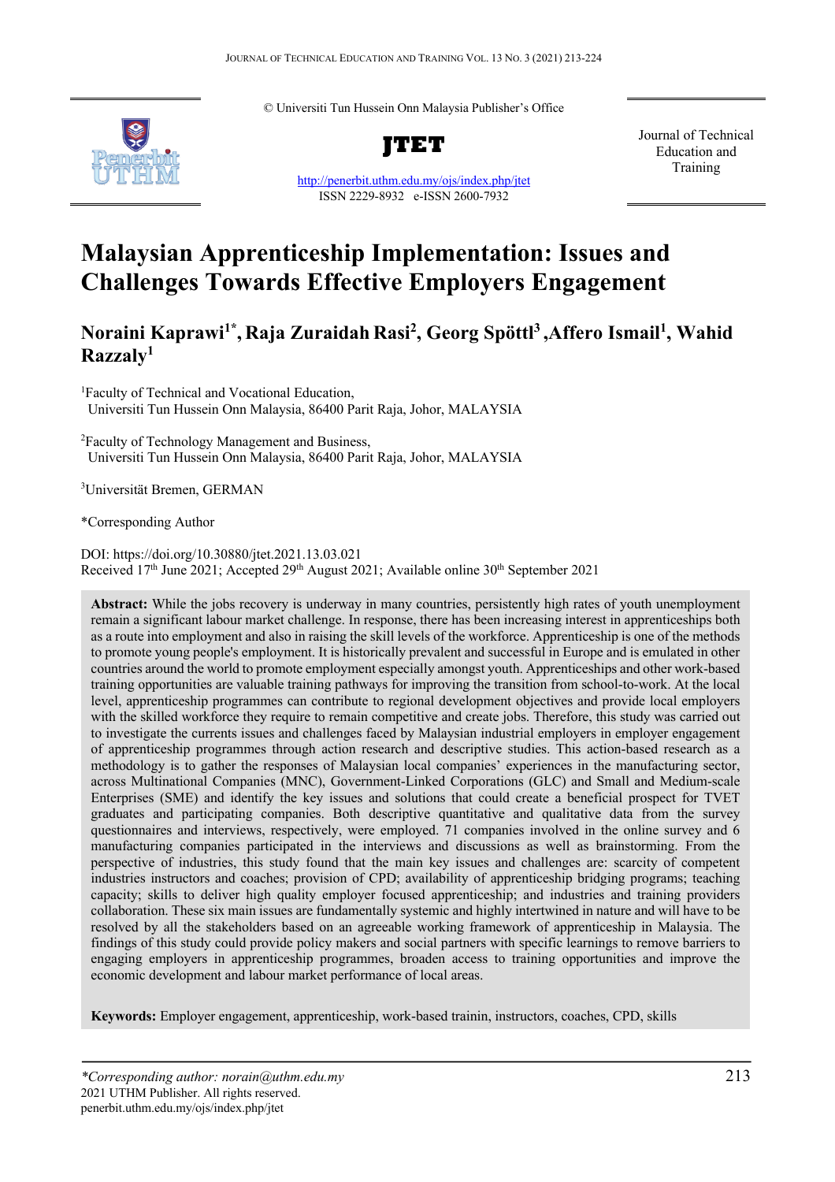© Universiti Tun Hussein Onn Malaysia Publisher's Office

**JTET**

http://penerbit.uthm.edu.my/ojs/index.php/jtet

ISSN 2229-8932 e-ISSN 2600-7932

Journal of Technical Education and Training

# Malaysian Apprenticeship Implementation: Issues and Challenges Towards Effective Employers Engagement

**Noraini Kaprawi[1*], Raja Zuraidah Rasi[2], Georg Spöttl[3], Affero Ismail[1], Wahid Razzaly[1]**

[1]Faculty of Technical and Vocational Education, Universiti Tun Hussein Onn Malaysia, 86400 Parit Raja, Johor, MALAYSIA

[2]Faculty of Technology Management and Business, Universiti Tun Hussein Onn Malaysia, 86400 Parit Raja, Johor, MALAYSIA

[3]Universität Bremen, GERMAN

*Corresponding Author

DOI: https://doi.org/10.30880/jtet.2021.13.03.021

Received 17th June 2021; Accepted 29th August 2021; Available online 30th September 2021

**Abstract:** While the jobs recovery is underway in many countries, persistently high rates of youth unemployment remain a significant labour market challenge. In response, there has been increasing interest in apprenticeships both as a route into employment and also in raising the skill levels of the workforce. Apprenticeship is one of the methods to promote young people's employment. It is historically prevalent and successful in Europe and is emulated in other countries around the world to promote employment especially amongst youth. Apprenticeships and other work-based training opportunities are valuable training pathways for improving the transition from school-to-work. At the local level, apprenticeship programmes can contribute to regional development objectives and provide local employers with the skilled workforce they require to remain competitive and create jobs. Therefore, this study was carried out to investigate the currents issues and challenges faced by Malaysian industrial employers in employer engagement of apprenticeship programmes through action research and descriptive studies. This action-based research as a methodology is to gather the responses of Malaysian local companies' experiences in the manufacturing sector, across Multinational Companies (MNC), Government-Linked Corporations (GLC) and Small and Medium-scale Enterprises (SME) and identify the key issues and solutions that could create a beneficial prospect for TVET graduates and participating companies. Both descriptive quantitative and qualitative data from the survey questionnaires and interviews, respectively, were employed. 71 companies involved in the online survey and 6 manufacturing companies participated in the interviews and discussions as well as brainstorming. From the perspective of industries, this study found that the main key issues and challenges are: scarcity of competent industries instructors and coaches; provision of CPD; availability of apprenticeship bridging programs; teaching capacity; skills to deliver high quality employer focused apprenticeship; and industries and training providers collaboration. These six main issues are fundamentally systemic and highly intertwined in nature and will have to be resolved by all the stakeholders based on an agreeable working framework of apprenticeship in Malaysia. The findings of this study could provide policy makers and social partners with specific learnings to remove barriers to engaging employers in apprenticeship programmes, broaden access to training opportunities and improve the economic development and labour market performance of local areas.

**Keywords:** Employer engagement, apprenticeship, work-based trainin, instructors, coaches, CPD, skills

---

*\*Corresponding author: norain@uthm.edu.my*
2021 UTHM Publisher. All rights reserved.
penerbit.uthm.edu.my/ojs/index.php/jtet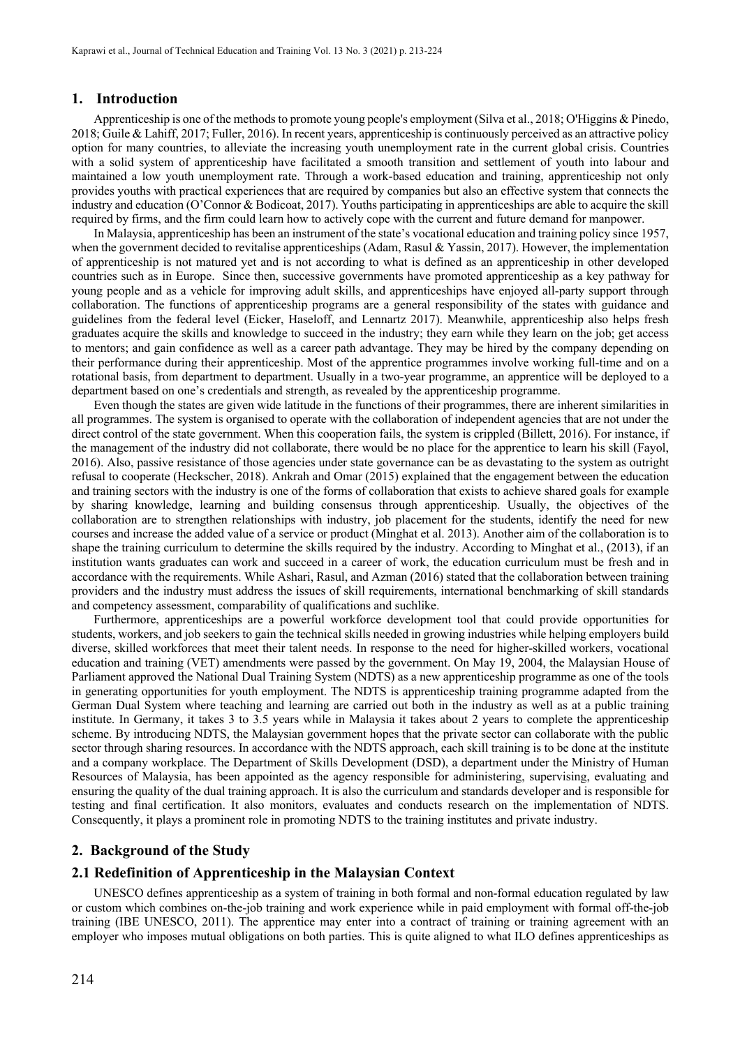## 1. Introduction

Apprenticeship is one of the methods to promote young people's employment (Silva et al., 2018; O'Higgins & Pinedo, 2018; Guile & Lahiff, 2017; Fuller, 2016). In recent years, apprenticeship is continuously perceived as an attractive policy option for many countries, to alleviate the increasing youth unemployment rate in the current global crisis. Countries with a solid system of apprenticeship have facilitated a smooth transition and settlement of youth into labour and maintained a low youth unemployment rate. Through a work-based education and training, apprenticeship not only provides youths with practical experiences that are required by companies but also an effective system that connects the industry and education (O'Connor & Bodicoat, 2017). Youths participating in apprenticeships are able to acquire the skill required by firms, and the firm could learn how to actively cope with the current and future demand for manpower.

In Malaysia, apprenticeship has been an instrument of the state's vocational education and training policy since 1957, when the government decided to revitalise apprenticeships (Adam, Rasul & Yassin, 2017). However, the implementation of apprenticeship is not matured yet and is not according to what is defined as an apprenticeship in other developed countries such as in Europe. Since then, successive governments have promoted apprenticeship as a key pathway for young people and as a vehicle for improving adult skills, and apprenticeships have enjoyed all-party support through collaboration. The functions of apprenticeship programs are a general responsibility of the states with guidance and guidelines from the federal level (Eicker, Haseloff, and Lennartz 2017). Meanwhile, apprenticeship also helps fresh graduates acquire the skills and knowledge to succeed in the industry; they earn while they learn on the job; get access to mentors; and gain confidence as well as a career path advantage. They may be hired by the company depending on their performance during their apprenticeship. Most of the apprentice programmes involve working full-time and on a rotational basis, from department to department. Usually in a two-year programme, an apprentice will be deployed to a department based on one's credentials and strength, as revealed by the apprenticeship programme.

Even though the states are given wide latitude in the functions of their programmes, there are inherent similarities in all programmes. The system is organised to operate with the collaboration of independent agencies that are not under the direct control of the state government. When this cooperation fails, the system is crippled (Billett, 2016). For instance, if the management of the industry did not collaborate, there would be no place for the apprentice to learn his skill (Fayol, 2016). Also, passive resistance of those agencies under state governance can be as devastating to the system as outright refusal to cooperate (Heckscher, 2018). Ankrah and Omar (2015) explained that the engagement between the education and training sectors with the industry is one of the forms of collaboration that exists to achieve shared goals for example by sharing knowledge, learning and building consensus through apprenticeship. Usually, the objectives of the collaboration are to strengthen relationships with industry, job placement for the students, identify the need for new courses and increase the added value of a service or product (Minghat et al. 2013). Another aim of the collaboration is to shape the training curriculum to determine the skills required by the industry. According to Minghat et al., (2013), if an institution wants graduates can work and succeed in a career of work, the education curriculum must be fresh and in accordance with the requirements. While Ashari, Rasul, and Azman (2016) stated that the collaboration between training providers and the industry must address the issues of skill requirements, international benchmarking of skill standards and competency assessment, comparability of qualifications and suchlike.

Furthermore, apprenticeships are a powerful workforce development tool that could provide opportunities for students, workers, and job seekers to gain the technical skills needed in growing industries while helping employers build diverse, skilled workforces that meet their talent needs. In response to the need for higher-skilled workers, vocational education and training (VET) amendments were passed by the government. On May 19, 2004, the Malaysian House of Parliament approved the National Dual Training System (NDTS) as a new apprenticeship programme as one of the tools in generating opportunities for youth employment. The NDTS is apprenticeship training programme adapted from the German Dual System where teaching and learning are carried out both in the industry as well as at a public training institute. In Germany, it takes 3 to 3.5 years while in Malaysia it takes about 2 years to complete the apprenticeship scheme. By introducing NDTS, the Malaysian government hopes that the private sector can collaborate with the public sector through sharing resources. In accordance with the NDTS approach, each skill training is to be done at the institute and a company workplace. The Department of Skills Development (DSD), a department under the Ministry of Human Resources of Malaysia, has been appointed as the agency responsible for administering, supervising, evaluating and ensuring the quality of the dual training approach. It is also the curriculum and standards developer and is responsible for testing and final certification. It also monitors, evaluates and conducts research on the implementation of NDTS. Consequently, it plays a prominent role in promoting NDTS to the training institutes and private industry.

## 2. Background of the Study

### 2.1 Redefinition of Apprenticeship in the Malaysian Context

UNESCO defines apprenticeship as a system of training in both formal and non-formal education regulated by law or custom which combines on-the-job training and work experience while in paid employment with formal off-the-job training (IBE UNESCO, 2011). The apprentice may enter into a contract of training or training agreement with an employer who imposes mutual obligations on both parties. This is quite aligned to what ILO defines apprenticeships as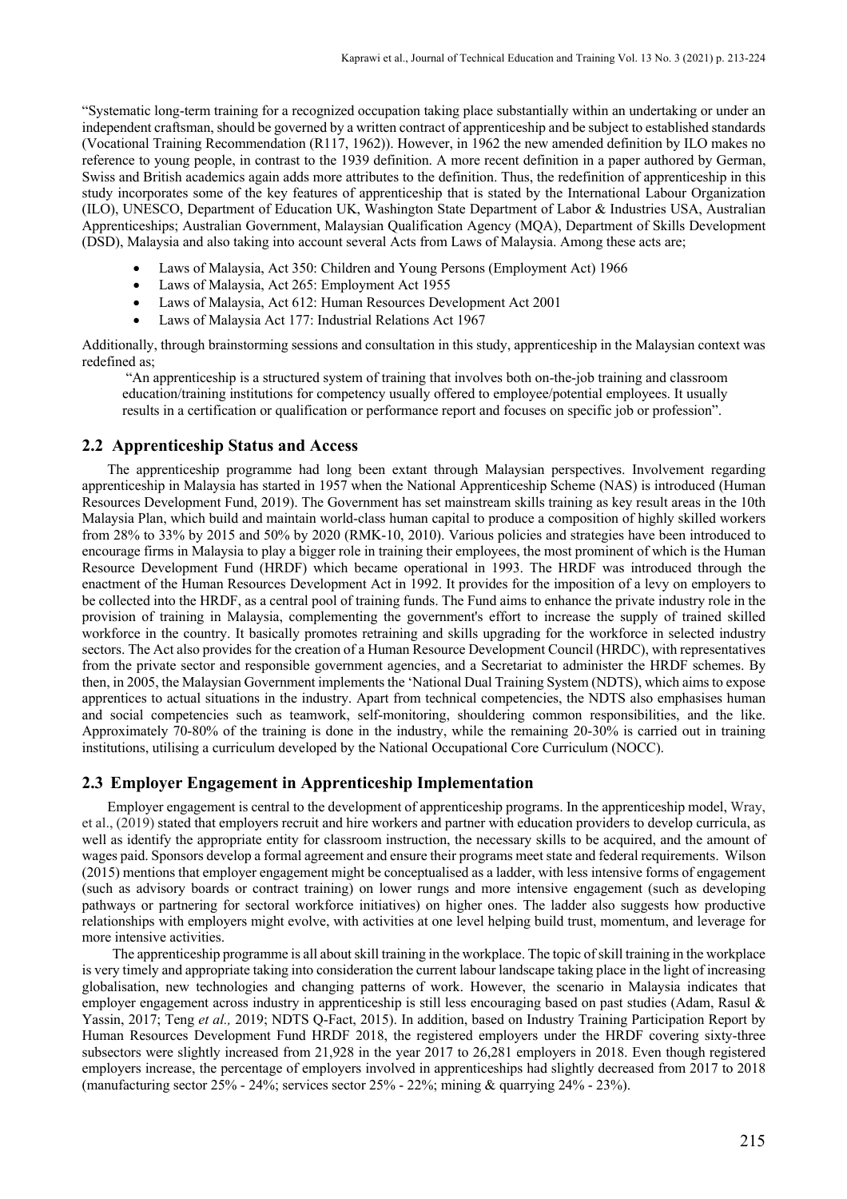"Systematic long-term training for a recognized occupation taking place substantially within an undertaking or under an independent craftsman, should be governed by a written contract of apprenticeship and be subject to established standards (Vocational Training Recommendation (R117, 1962)). However, in 1962 the new amended definition by ILO makes no reference to young people, in contrast to the 1939 definition. A more recent definition in a paper authored by German, Swiss and British academics again adds more attributes to the definition. Thus, the redefinition of apprenticeship in this study incorporates some of the key features of apprenticeship that is stated by the International Labour Organization (ILO), UNESCO, Department of Education UK, Washington State Department of Labor & Industries USA, Australian Apprenticeships; Australian Government, Malaysian Qualification Agency (MQA), Department of Skills Development (DSD), Malaysia and also taking into account several Acts from Laws of Malaysia. Among these acts are;

- Laws of Malaysia, Act 350: Children and Young Persons (Employment Act) 1966
- Laws of Malaysia, Act 265: Employment Act 1955
- Laws of Malaysia, Act 612: Human Resources Development Act 2001
- Laws of Malaysia Act 177: Industrial Relations Act 1967

Additionally, through brainstorming sessions and consultation in this study, apprenticeship in the Malaysian context was redefined as;

> "An apprenticeship is a structured system of training that involves both on-the-job training and classroom education/training institutions for competency usually offered to employee/potential employees. It usually results in a certification or qualification or performance report and focuses on specific job or profession".

## 2.2 Apprenticeship Status and Access

The apprenticeship programme had long been extant through Malaysian perspectives. Involvement regarding apprenticeship in Malaysia has started in 1957 when the National Apprenticeship Scheme (NAS) is introduced (Human Resources Development Fund, 2019). The Government has set mainstream skills training as key result areas in the 10th Malaysia Plan, which build and maintain world-class human capital to produce a composition of highly skilled workers from 28% to 33% by 2015 and 50% by 2020 (RMK-10, 2010). Various policies and strategies have been introduced to encourage firms in Malaysia to play a bigger role in training their employees, the most prominent of which is the Human Resource Development Fund (HRDF) which became operational in 1993. The HRDF was introduced through the enactment of the Human Resources Development Act in 1992. It provides for the imposition of a levy on employers to be collected into the HRDF, as a central pool of training funds. The Fund aims to enhance the private industry role in the provision of training in Malaysia, complementing the government's effort to increase the supply of trained skilled workforce in the country. It basically promotes retraining and skills upgrading for the workforce in selected industry sectors. The Act also provides for the creation of a Human Resource Development Council (HRDC), with representatives from the private sector and responsible government agencies, and a Secretariat to administer the HRDF schemes. By then, in 2005, the Malaysian Government implements the 'National Dual Training System (NDTS), which aims to expose apprentices to actual situations in the industry. Apart from technical competencies, the NDTS also emphasises human and social competencies such as teamwork, self-monitoring, shouldering common responsibilities, and the like. Approximately 70-80% of the training is done in the industry, while the remaining 20-30% is carried out in training institutions, utilising a curriculum developed by the National Occupational Core Curriculum (NOCC).

## 2.3 Employer Engagement in Apprenticeship Implementation

Employer engagement is central to the development of apprenticeship programs. In the apprenticeship model, Wray, et al., (2019) stated that employers recruit and hire workers and partner with education providers to develop curricula, as well as identify the appropriate entity for classroom instruction, the necessary skills to be acquired, and the amount of wages paid. Sponsors develop a formal agreement and ensure their programs meet state and federal requirements. Wilson (2015) mentions that employer engagement might be conceptualised as a ladder, with less intensive forms of engagement (such as advisory boards or contract training) on lower rungs and more intensive engagement (such as developing pathways or partnering for sectoral workforce initiatives) on higher ones. The ladder also suggests how productive relationships with employers might evolve, with activities at one level helping build trust, momentum, and leverage for more intensive activities.

The apprenticeship programme is all about skill training in the workplace. The topic of skill training in the workplace is very timely and appropriate taking into consideration the current labour landscape taking place in the light of increasing globalisation, new technologies and changing patterns of work. However, the scenario in Malaysia indicates that employer engagement across industry in apprenticeship is still less encouraging based on past studies (Adam, Rasul & Yassin, 2017; Teng *et al.,* 2019; NDTS Q-Fact, 2015). In addition, based on Industry Training Participation Report by Human Resources Development Fund HRDF 2018, the registered employers under the HRDF covering sixty-three subsectors were slightly increased from 21,928 in the year 2017 to 26,281 employers in 2018. Even though registered employers increase, the percentage of employers involved in apprenticeships had slightly decreased from 2017 to 2018 (manufacturing sector 25% - 24%; services sector 25% - 22%; mining & quarrying 24% - 23%).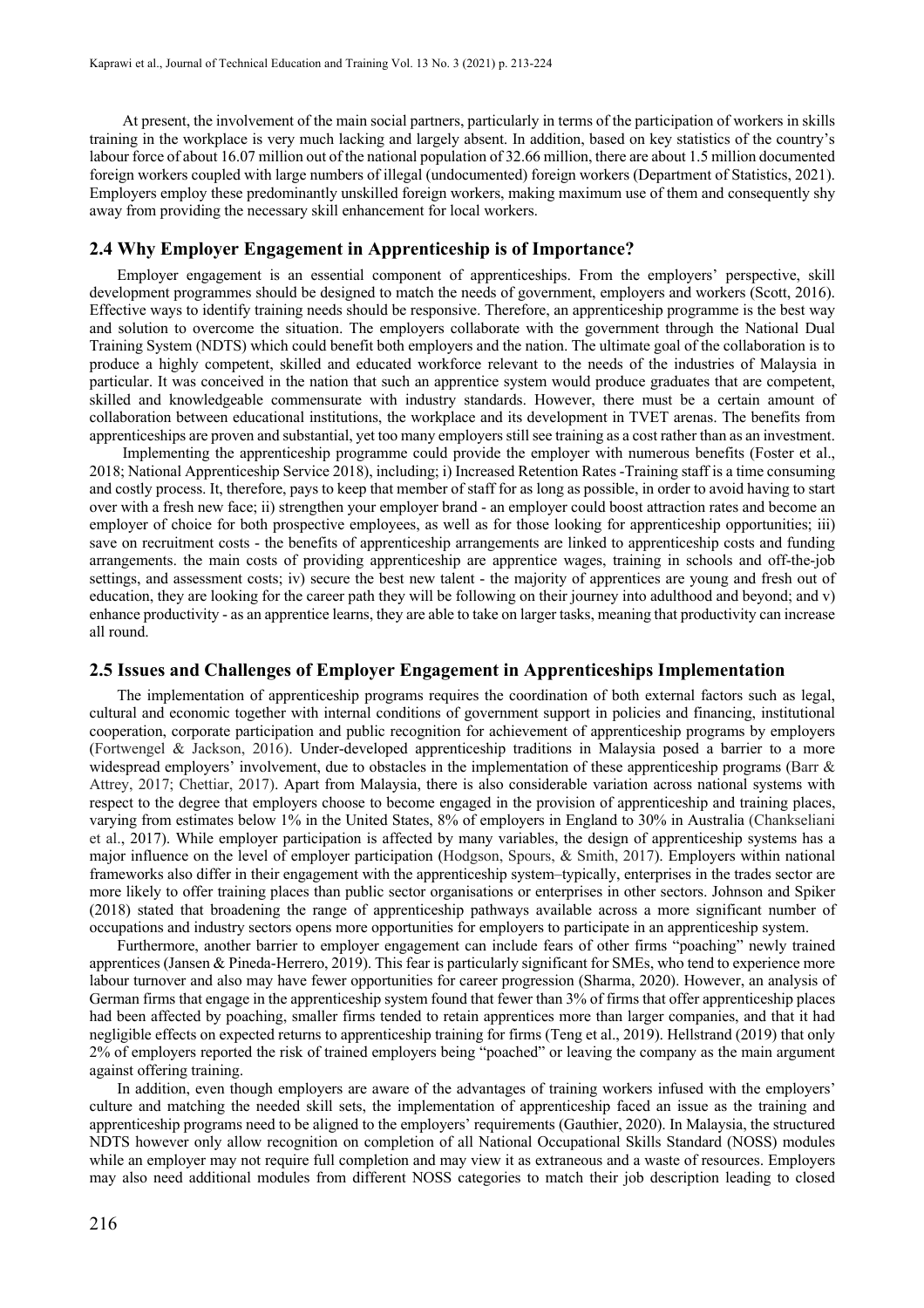At present, the involvement of the main social partners, particularly in terms of the participation of workers in skills training in the workplace is very much lacking and largely absent. In addition, based on key statistics of the country's labour force of about 16.07 million out of the national population of 32.66 million, there are about 1.5 million documented foreign workers coupled with large numbers of illegal (undocumented) foreign workers (Department of Statistics, 2021). Employers employ these predominantly unskilled foreign workers, making maximum use of them and consequently shy away from providing the necessary skill enhancement for local workers.

## 2.4 Why Employer Engagement in Apprenticeship is of Importance?

Employer engagement is an essential component of apprenticeships. From the employers' perspective, skill development programmes should be designed to match the needs of government, employers and workers (Scott, 2016). Effective ways to identify training needs should be responsive. Therefore, an apprenticeship programme is the best way and solution to overcome the situation. The employers collaborate with the government through the National Dual Training System (NDTS) which could benefit both employers and the nation. The ultimate goal of the collaboration is to produce a highly competent, skilled and educated workforce relevant to the needs of the industries of Malaysia in particular. It was conceived in the nation that such an apprentice system would produce graduates that are competent, skilled and knowledgeable commensurate with industry standards. However, there must be a certain amount of collaboration between educational institutions, the workplace and its development in TVET arenas. The benefits from apprenticeships are proven and substantial, yet too many employers still see training as a cost rather than as an investment.

Implementing the apprenticeship programme could provide the employer with numerous benefits (Foster et al., 2018; National Apprenticeship Service 2018), including; i) Increased Retention Rates -Training staff is a time consuming and costly process. It, therefore, pays to keep that member of staff for as long as possible, in order to avoid having to start over with a fresh new face; ii) strengthen your employer brand - an employer could boost attraction rates and become an employer of choice for both prospective employees, as well as for those looking for apprenticeship opportunities; iii) save on recruitment costs - the benefits of apprenticeship arrangements are linked to apprenticeship costs and funding arrangements. the main costs of providing apprenticeship are apprentice wages, training in schools and off-the-job settings, and assessment costs; iv) secure the best new talent - the majority of apprentices are young and fresh out of education, they are looking for the career path they will be following on their journey into adulthood and beyond; and v) enhance productivity - as an apprentice learns, they are able to take on larger tasks, meaning that productivity can increase all round.

## 2.5 Issues and Challenges of Employer Engagement in Apprenticeships Implementation

The implementation of apprenticeship programs requires the coordination of both external factors such as legal, cultural and economic together with internal conditions of government support in policies and financing, institutional cooperation, corporate participation and public recognition for achievement of apprenticeship programs by employers (Fortwengel & Jackson, 2016). Under-developed apprenticeship traditions in Malaysia posed a barrier to a more widespread employers' involvement, due to obstacles in the implementation of these apprenticeship programs (Barr & Attrey, 2017; Chettiar, 2017). Apart from Malaysia, there is also considerable variation across national systems with respect to the degree that employers choose to become engaged in the provision of apprenticeship and training places, varying from estimates below 1% in the United States, 8% of employers in England to 30% in Australia (Chankseliani et al., 2017). While employer participation is affected by many variables, the design of apprenticeship systems has a major influence on the level of employer participation (Hodgson, Spours, & Smith, 2017). Employers within national frameworks also differ in their engagement with the apprenticeship system–typically, enterprises in the trades sector are more likely to offer training places than public sector organisations or enterprises in other sectors. Johnson and Spiker (2018) stated that broadening the range of apprenticeship pathways available across a more significant number of occupations and industry sectors opens more opportunities for employers to participate in an apprenticeship system.

Furthermore, another barrier to employer engagement can include fears of other firms "poaching" newly trained apprentices (Jansen & Pineda-Herrero, 2019). This fear is particularly significant for SMEs, who tend to experience more labour turnover and also may have fewer opportunities for career progression (Sharma, 2020). However, an analysis of German firms that engage in the apprenticeship system found that fewer than 3% of firms that offer apprenticeship places had been affected by poaching, smaller firms tended to retain apprentices more than larger companies, and that it had negligible effects on expected returns to apprenticeship training for firms (Teng et al., 2019). Hellstrand (2019) that only 2% of employers reported the risk of trained employers being "poached" or leaving the company as the main argument against offering training.

In addition, even though employers are aware of the advantages of training workers infused with the employers' culture and matching the needed skill sets, the implementation of apprenticeship faced an issue as the training and apprenticeship programs need to be aligned to the employers' requirements (Gauthier, 2020). In Malaysia, the structured NDTS however only allow recognition on completion of all National Occupational Skills Standard (NOSS) modules while an employer may not require full completion and may view it as extraneous and a waste of resources. Employers may also need additional modules from different NOSS categories to match their job description leading to closed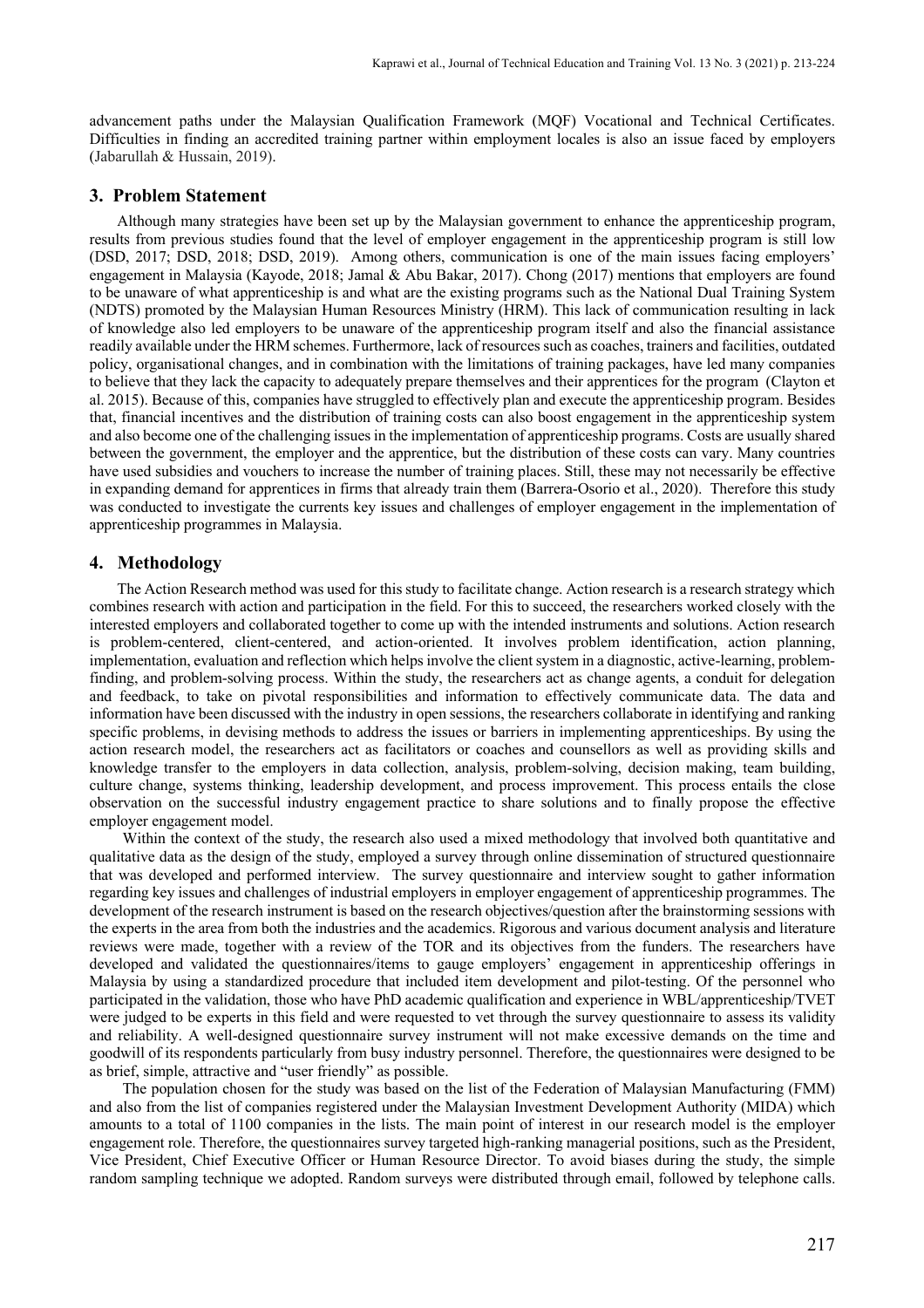advancement paths under the Malaysian Qualification Framework (MQF) Vocational and Technical Certificates. Difficulties in finding an accredited training partner within employment locales is also an issue faced by employers (Jabarullah & Hussain, 2019).

## 3. Problem Statement

Although many strategies have been set up by the Malaysian government to enhance the apprenticeship program, results from previous studies found that the level of employer engagement in the apprenticeship program is still low (DSD, 2017; DSD, 2018; DSD, 2019). Among others, communication is one of the main issues facing employers' engagement in Malaysia (Kayode, 2018; Jamal & Abu Bakar, 2017). Chong (2017) mentions that employers are found to be unaware of what apprenticeship is and what are the existing programs such as the National Dual Training System (NDTS) promoted by the Malaysian Human Resources Ministry (HRM). This lack of communication resulting in lack of knowledge also led employers to be unaware of the apprenticeship program itself and also the financial assistance readily available under the HRM schemes. Furthermore, lack of resources such as coaches, trainers and facilities, outdated policy, organisational changes, and in combination with the limitations of training packages, have led many companies to believe that they lack the capacity to adequately prepare themselves and their apprentices for the program (Clayton et al. 2015). Because of this, companies have struggled to effectively plan and execute the apprenticeship program. Besides that, financial incentives and the distribution of training costs can also boost engagement in the apprenticeship system and also become one of the challenging issues in the implementation of apprenticeship programs. Costs are usually shared between the government, the employer and the apprentice, but the distribution of these costs can vary. Many countries have used subsidies and vouchers to increase the number of training places. Still, these may not necessarily be effective in expanding demand for apprentices in firms that already train them (Barrera-Osorio et al., 2020). Therefore this study was conducted to investigate the currents key issues and challenges of employer engagement in the implementation of apprenticeship programmes in Malaysia.

## 4. Methodology

The Action Research method was used for this study to facilitate change. Action research is a research strategy which combines research with action and participation in the field. For this to succeed, the researchers worked closely with the interested employers and collaborated together to come up with the intended instruments and solutions. Action research is problem-centered, client-centered, and action-oriented. It involves problem identification, action planning, implementation, evaluation and reflection which helps involve the client system in a diagnostic, active-learning, problem-finding, and problem-solving process. Within the study, the researchers act as change agents, a conduit for delegation and feedback, to take on pivotal responsibilities and information to effectively communicate data. The data and information have been discussed with the industry in open sessions, the researchers collaborate in identifying and ranking specific problems, in devising methods to address the issues or barriers in implementing apprenticeships. By using the action research model, the researchers act as facilitators or coaches and counsellors as well as providing skills and knowledge transfer to the employers in data collection, analysis, problem-solving, decision making, team building, culture change, systems thinking, leadership development, and process improvement. This process entails the close observation on the successful industry engagement practice to share solutions and to finally propose the effective employer engagement model.

Within the context of the study, the research also used a mixed methodology that involved both quantitative and qualitative data as the design of the study, employed a survey through online dissemination of structured questionnaire that was developed and performed interview. The survey questionnaire and interview sought to gather information regarding key issues and challenges of industrial employers in employer engagement of apprenticeship programmes. The development of the research instrument is based on the research objectives/question after the brainstorming sessions with the experts in the area from both the industries and the academics. Rigorous and various document analysis and literature reviews were made, together with a review of the TOR and its objectives from the funders. The researchers have developed and validated the questionnaires/items to gauge employers' engagement in apprenticeship offerings in Malaysia by using a standardized procedure that included item development and pilot-testing. Of the personnel who participated in the validation, those who have PhD academic qualification and experience in WBL/apprenticeship/TVET were judged to be experts in this field and were requested to vet through the survey questionnaire to assess its validity and reliability. A well-designed questionnaire survey instrument will not make excessive demands on the time and goodwill of its respondents particularly from busy industry personnel. Therefore, the questionnaires were designed to be as brief, simple, attractive and "user friendly" as possible.

The population chosen for the study was based on the list of the Federation of Malaysian Manufacturing (FMM) and also from the list of companies registered under the Malaysian Investment Development Authority (MIDA) which amounts to a total of 1100 companies in the lists. The main point of interest in our research model is the employer engagement role. Therefore, the questionnaires survey targeted high-ranking managerial positions, such as the President, Vice President, Chief Executive Officer or Human Resource Director. To avoid biases during the study, the simple random sampling technique we adopted. Random surveys were distributed through email, followed by telephone calls.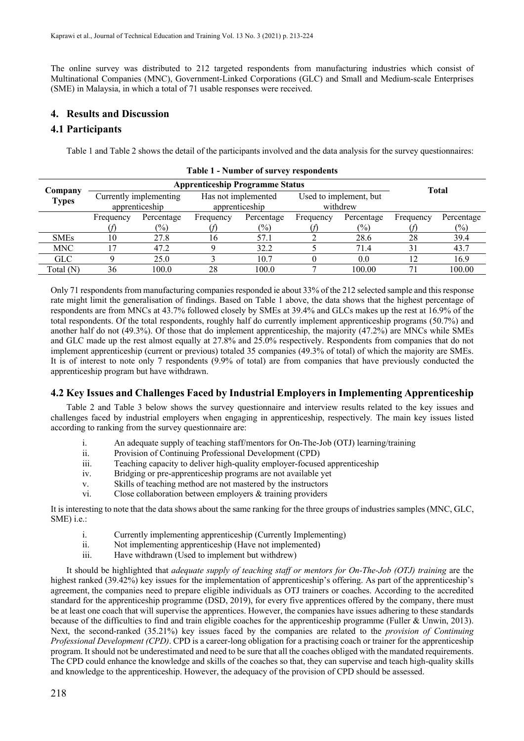The online survey was distributed to 212 targeted respondents from manufacturing industries which consist of Multinational Companies (MNC), Government-Linked Corporations (GLC) and Small and Medium-scale Enterprises (SME) in Malaysia, in which a total of 71 usable responses were received.

## 4. Results and Discussion

### 4.1 Participants

Table 1 and Table 2 shows the detail of the participants involved and the data analysis for the survey questionnaires:

**Table 1 - Number of survey respondents**

| Company Types | Apprenticeship Programme Status | | | | | | Total | |
|---|---|---|---|---|---|---|---|---|
| | Currently implementing apprenticeship | | Has not implemented apprenticeship | | Used to implement, but withdrew | | | |
| | Frequency (*f*) | Percentage (%) | Frequency (*f*) | Percentage (%) | Frequency (*f*) | Percentage (%) | Frequency (*f*) | Percentage (%) |
| SMEs | 10 | 27.8 | 16 | 57.1 | 2 | 28.6 | 28 | 39.4 |
| MNC | 17 | 47.2 | 9 | 32.2 | 5 | 71.4 | 31 | 43.7 |
| GLC | 9 | 25.0 | 3 | 10.7 | 0 | 0.0 | 12 | 16.9 |
| Total (N) | 36 | 100.0 | 28 | 100.0 | 7 | 100.00 | 71 | 100.00 |

Only 71 respondents from manufacturing companies responded ie about 33% of the 212 selected sample and this response rate might limit the generalisation of findings. Based on Table 1 above, the data shows that the highest percentage of respondents are from MNCs at 43.7% followed closely by SMEs at 39.4% and GLCs makes up the rest at 16.9% of the total respondents. Of the total respondents, roughly half do currently implement apprenticeship programs (50.7%) and another half do not (49.3%). Of those that do implement apprenticeship, the majority (47.2%) are MNCs while SMEs and GLC made up the rest almost equally at 27.8% and 25.0% respectively. Respondents from companies that do not implement apprenticeship (current or previous) totaled 35 companies (49.3% of total) of which the majority are SMEs. It is of interest to note only 7 respondents (9.9% of total) are from companies that have previously conducted the apprenticeship program but have withdrawn.

### 4.2 Key Issues and Challenges Faced by Industrial Employers in Implementing Apprenticeship

Table 2 and Table 3 below shows the survey questionnaire and interview results related to the key issues and challenges faced by industrial employers when engaging in apprenticeship, respectively. The main key issues listed according to ranking from the survey questionnaire are:

i. An adequate supply of teaching staff/mentors for On-The-Job (OTJ) learning/training
ii. Provision of Continuing Professional Development (CPD)
iii. Teaching capacity to deliver high-quality employer-focused apprenticeship
iv. Bridging or pre-apprenticeship programs are not available yet
v. Skills of teaching method are not mastered by the instructors
vi. Close collaboration between employers & training providers

It is interesting to note that the data shows about the same ranking for the three groups of industries samples (MNC, GLC, SME) i.e.:

i. Currently implementing apprenticeship (Currently Implementing)
ii. Not implementing apprenticeship (Have not implemented)
iii. Have withdrawn (Used to implement but withdrew)

It should be highlighted that *adequate supply of teaching staff or mentors for On-The-Job (OTJ) training* are the highest ranked (39.42%) key issues for the implementation of apprenticeship's offering. As part of the apprenticeship's agreement, the companies need to prepare eligible individuals as OTJ trainers or coaches. According to the accredited standard for the apprenticeship programme (DSD, 2019), for every five apprentices offered by the company, there must be at least one coach that will supervise the apprentices. However, the companies have issues adhering to these standards because of the difficulties to find and train eligible coaches for the apprenticeship programme (Fuller & Unwin, 2013). Next, the second-ranked (35.21%) key issues faced by the companies are related to the *provision of Continuing Professional Development (CPD)*. CPD is a career-long obligation for a practising coach or trainer for the apprenticeship program. It should not be underestimated and need to be sure that all the coaches obliged with the mandated requirements. The CPD could enhance the knowledge and skills of the coaches so that, they can supervise and teach high-quality skills and knowledge to the apprenticeship. However, the adequacy of the provision of CPD should be assessed.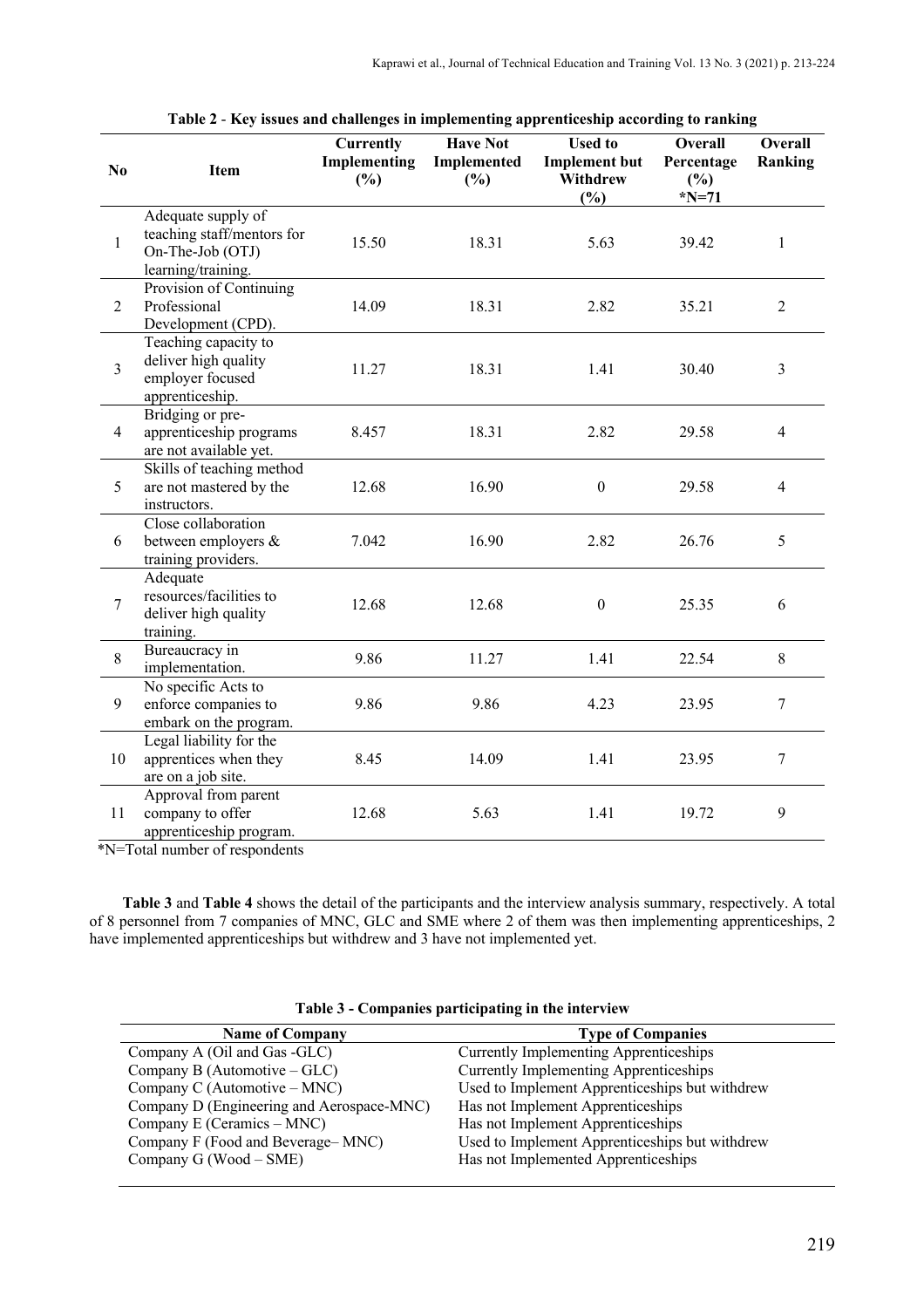**Table 2** - **Key issues and challenges in implementing apprenticeship according to ranking**

| No | Item | Currently Implementing (%) | Have Not Implemented (%) | Used to Implement but Withdrew (%) | Overall Percentage (%) *N=71 | Overall Ranking |
|---|---|---|---|---|---|---|
| 1 | Adequate supply of teaching staff/mentors for On-The-Job (OTJ) learning/training. | 15.50 | 18.31 | 5.63 | 39.42 | 1 |
| 2 | Provision of Continuing Professional Development (CPD). | 14.09 | 18.31 | 2.82 | 35.21 | 2 |
| 3 | Teaching capacity to deliver high quality employer focused apprenticeship. | 11.27 | 18.31 | 1.41 | 30.40 | 3 |
| 4 | Bridging or pre-apprenticeship programs are not available yet. | 8.457 | 18.31 | 2.82 | 29.58 | 4 |
| 5 | Skills of teaching method are not mastered by the instructors. | 12.68 | 16.90 | 0 | 29.58 | 4 |
| 6 | Close collaboration between employers & training providers. | 7.042 | 16.90 | 2.82 | 26.76 | 5 |
| 7 | Adequate resources/facilities to deliver high quality training. | 12.68 | 12.68 | 0 | 25.35 | 6 |
| 8 | Bureaucracy in implementation. | 9.86 | 11.27 | 1.41 | 22.54 | 8 |
| 9 | No specific Acts to enforce companies to embark on the program. | 9.86 | 9.86 | 4.23 | 23.95 | 7 |
| 10 | Legal liability for the apprentices when they are on a job site. | 8.45 | 14.09 | 1.41 | 23.95 | 7 |
| 11 | Approval from parent company to offer apprenticeship program. | 12.68 | 5.63 | 1.41 | 19.72 | 9 |

*N=Total number of respondents

**Table 3** and **Table 4** shows the detail of the participants and the interview analysis summary, respectively. A total of 8 personnel from 7 companies of MNC, GLC and SME where 2 of them was then implementing apprenticeships, 2 have implemented apprenticeships but withdrew and 3 have not implemented yet.

**Table 3 - Companies participating in the interview**

| Name of Company | Type of Companies |
|---|---|
| Company A (Oil and Gas -GLC) | Currently Implementing Apprenticeships |
| Company B (Automotive – GLC) | Currently Implementing Apprenticeships |
| Company C (Automotive – MNC) | Used to Implement Apprenticeships but withdrew |
| Company D (Engineering and Aerospace-MNC) | Has not Implement Apprenticeships |
| Company E (Ceramics – MNC) | Has not Implement Apprenticeships |
| Company F (Food and Beverage– MNC) | Used to Implement Apprenticeships but withdrew |
| Company G (Wood – SME) | Has not Implemented Apprenticeships |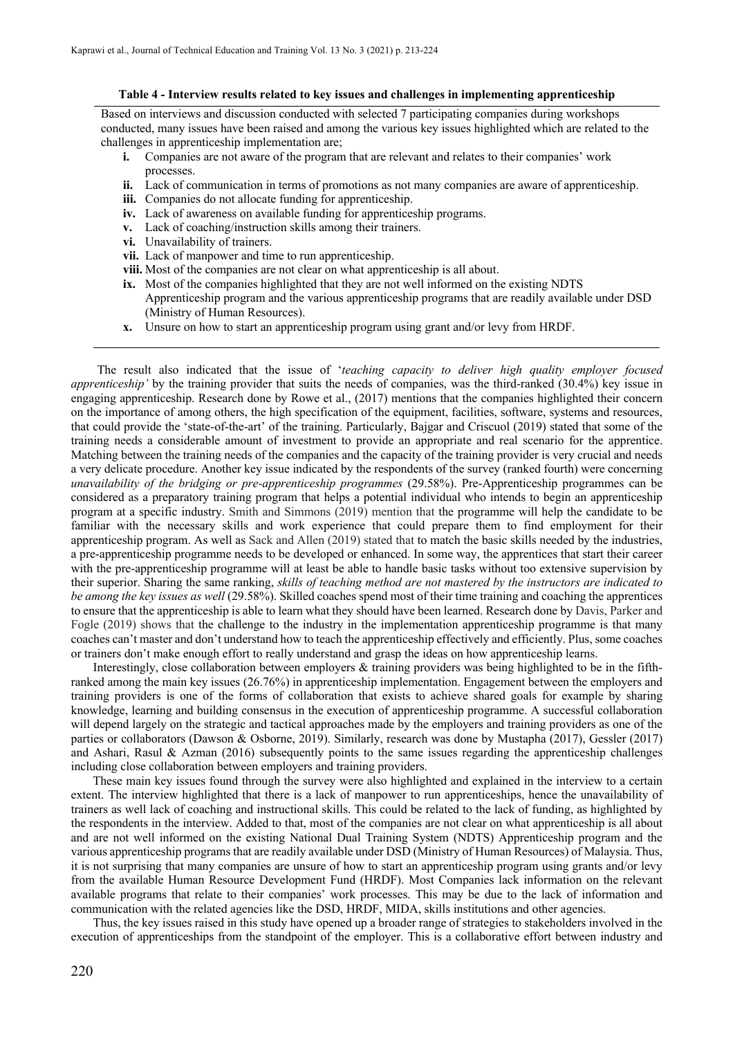**Table 4 - Interview results related to key issues and challenges in implementing apprenticeship**

Based on interviews and discussion conducted with selected 7 participating companies during workshops conducted, many issues have been raised and among the various key issues highlighted which are related to the challenges in apprenticeship implementation are;

- **i.** Companies are not aware of the program that are relevant and relates to their companies' work processes.
- **ii.** Lack of communication in terms of promotions as not many companies are aware of apprenticeship.
- **iii.** Companies do not allocate funding for apprenticeship.
- **iv.** Lack of awareness on available funding for apprenticeship programs.
- **v.** Lack of coaching/instruction skills among their trainers.
- **vi.** Unavailability of trainers.
- **vii.** Lack of manpower and time to run apprenticeship.
- **viii.** Most of the companies are not clear on what apprenticeship is all about.
- **ix.** Most of the companies highlighted that they are not well informed on the existing NDTS Apprenticeship program and the various apprenticeship programs that are readily available under DSD (Ministry of Human Resources).
- **x.** Unsure on how to start an apprenticeship program using grant and/or levy from HRDF.

The result also indicated that the issue of '*teaching capacity to deliver high quality employer focused apprenticeship'* by the training provider that suits the needs of companies, was the third-ranked (30.4%) key issue in engaging apprenticeship. Research done by Rowe et al., (2017) mentions that the companies highlighted their concern on the importance of among others, the high specification of the equipment, facilities, software, systems and resources, that could provide the 'state-of-the-art' of the training. Particularly, Bajgar and Criscuol (2019) stated that some of the training needs a considerable amount of investment to provide an appropriate and real scenario for the apprentice. Matching between the training needs of the companies and the capacity of the training provider is very crucial and needs a very delicate procedure. Another key issue indicated by the respondents of the survey (ranked fourth) were concerning *unavailability of the bridging or pre-apprenticeship programmes* (29.58%). Pre-Apprenticeship programmes can be considered as a preparatory training program that helps a potential individual who intends to begin an apprenticeship program at a specific industry. Smith and Simmons (2019) mention that the programme will help the candidate to be familiar with the necessary skills and work experience that could prepare them to find employment for their apprenticeship program. As well as Sack and Allen (2019) stated that to match the basic skills needed by the industries, a pre-apprenticeship programme needs to be developed or enhanced. In some way, the apprentices that start their career with the pre-apprenticeship programme will at least be able to handle basic tasks without too extensive supervision by their superior. Sharing the same ranking, *skills of teaching method are not mastered by the instructors are indicated to be among the key issues as well* (29.58%). Skilled coaches spend most of their time training and coaching the apprentices to ensure that the apprenticeship is able to learn what they should have been learned. Research done by Davis, Parker and Fogle (2019) shows that the challenge to the industry in the implementation apprenticeship programme is that many coaches can't master and don't understand how to teach the apprenticeship effectively and efficiently. Plus, some coaches or trainers don't make enough effort to really understand and grasp the ideas on how apprenticeship learns.

Interestingly, close collaboration between employers & training providers was being highlighted to be in the fifth-ranked among the main key issues (26.76%) in apprenticeship implementation. Engagement between the employers and training providers is one of the forms of collaboration that exists to achieve shared goals for example by sharing knowledge, learning and building consensus in the execution of apprenticeship programme. A successful collaboration will depend largely on the strategic and tactical approaches made by the employers and training providers as one of the parties or collaborators (Dawson & Osborne, 2019). Similarly, research was done by Mustapha (2017), Gessler (2017) and Ashari, Rasul & Azman (2016) subsequently points to the same issues regarding the apprenticeship challenges including close collaboration between employers and training providers.

These main key issues found through the survey were also highlighted and explained in the interview to a certain extent. The interview highlighted that there is a lack of manpower to run apprenticeships, hence the unavailability of trainers as well lack of coaching and instructional skills. This could be related to the lack of funding, as highlighted by the respondents in the interview. Added to that, most of the companies are not clear on what apprenticeship is all about and are not well informed on the existing National Dual Training System (NDTS) Apprenticeship program and the various apprenticeship programs that are readily available under DSD (Ministry of Human Resources) of Malaysia. Thus, it is not surprising that many companies are unsure of how to start an apprenticeship program using grants and/or levy from the available Human Resource Development Fund (HRDF). Most Companies lack information on the relevant available programs that relate to their companies' work processes. This may be due to the lack of information and communication with the related agencies like the DSD, HRDF, MIDA, skills institutions and other agencies.

Thus, the key issues raised in this study have opened up a broader range of strategies to stakeholders involved in the execution of apprenticeships from the standpoint of the employer. This is a collaborative effort between industry and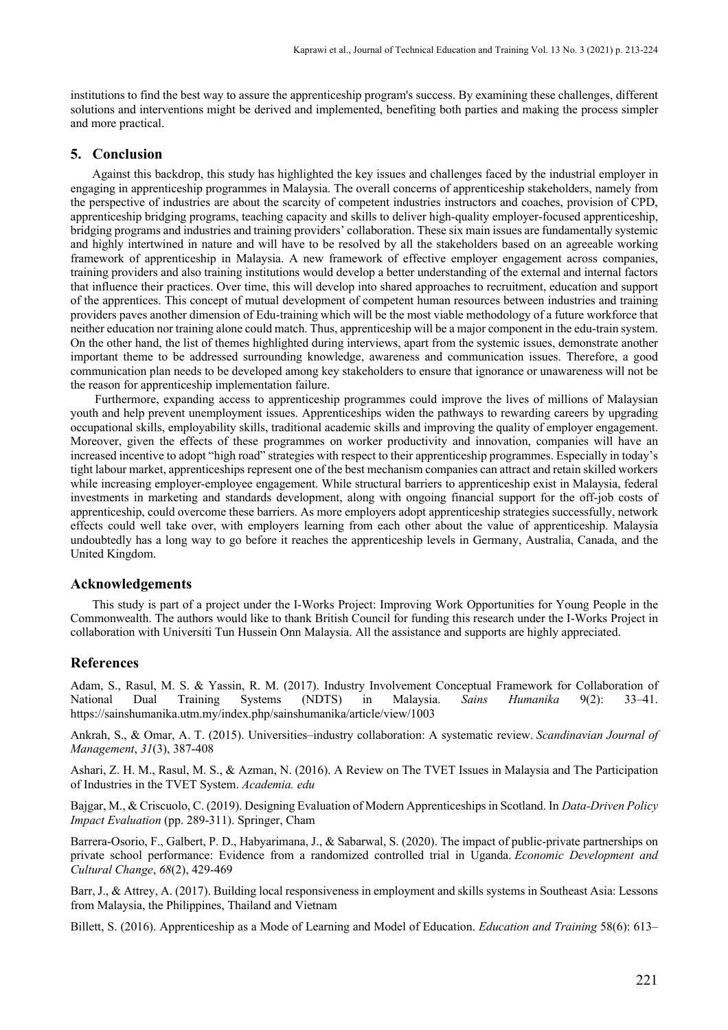institutions to find the best way to assure the apprenticeship program's success. By examining these challenges, different solutions and interventions might be derived and implemented, benefiting both parties and making the process simpler and more practical.

## 5. Conclusion

Against this backdrop, this study has highlighted the key issues and challenges faced by the industrial employer in engaging in apprenticeship programmes in Malaysia. The overall concerns of apprenticeship stakeholders, namely from the perspective of industries are about the scarcity of competent industries instructors and coaches, provision of CPD, apprenticeship bridging programs, teaching capacity and skills to deliver high-quality employer-focused apprenticeship, bridging programs and industries and training providers' collaboration. These six main issues are fundamentally systemic and highly intertwined in nature and will have to be resolved by all the stakeholders based on an agreeable working framework of apprenticeship in Malaysia. A new framework of effective employer engagement across companies, training providers and also training institutions would develop a better understanding of the external and internal factors that influence their practices. Over time, this will develop into shared approaches to recruitment, education and support of the apprentices. This concept of mutual development of competent human resources between industries and training providers paves another dimension of Edu-training which will be the most viable methodology of a future workforce that neither education nor training alone could match. Thus, apprenticeship will be a major component in the edu-train system. On the other hand, the list of themes highlighted during interviews, apart from the systemic issues, demonstrate another important theme to be addressed surrounding knowledge, awareness and communication issues. Therefore, a good communication plan needs to be developed among key stakeholders to ensure that ignorance or unawareness will not be the reason for apprenticeship implementation failure.

Furthermore, expanding access to apprenticeship programmes could improve the lives of millions of Malaysian youth and help prevent unemployment issues. Apprenticeships widen the pathways to rewarding careers by upgrading occupational skills, employability skills, traditional academic skills and improving the quality of employer engagement. Moreover, given the effects of these programmes on worker productivity and innovation, companies will have an increased incentive to adopt "high road" strategies with respect to their apprenticeship programmes. Especially in today's tight labour market, apprenticeships represent one of the best mechanism companies can attract and retain skilled workers while increasing employer-employee engagement. While structural barriers to apprenticeship exist in Malaysia, federal investments in marketing and standards development, along with ongoing financial support for the off-job costs of apprenticeship, could overcome these barriers. As more employers adopt apprenticeship strategies successfully, network effects could well take over, with employers learning from each other about the value of apprenticeship. Malaysia undoubtedly has a long way to go before it reaches the apprenticeship levels in Germany, Australia, Canada, and the United Kingdom.

## Acknowledgements

This study is part of a project under the I-Works Project: Improving Work Opportunities for Young People in the Commonwealth. The authors would like to thank British Council for funding this research under the I-Works Project in collaboration with Universiti Tun Hussein Onn Malaysia. All the assistance and supports are highly appreciated.

## References

Adam, S., Rasul, M. S. & Yassin, R. M. (2017). Industry Involvement Conceptual Framework for Collaboration of National Dual Training Systems (NDTS) in Malaysia. *Sains Humanika* 9(2): 33–41. https://sainshumanika.utm.my/index.php/sainshumanika/article/view/1003

Ankrah, S., & Omar, A. T. (2015). Universities–industry collaboration: A systematic review. *Scandinavian Journal of Management*, *31*(3), 387-408

Ashari, Z. H. M., Rasul, M. S., & Azman, N. (2016). A Review on The TVET Issues in Malaysia and The Participation of Industries in the TVET System. *Academia. edu*

Bajgar, M., & Criscuolo, C. (2019). Designing Evaluation of Modern Apprenticeships in Scotland. In *Data-Driven Policy Impact Evaluation* (pp. 289-311). Springer, Cham

Barrera-Osorio, F., Galbert, P. D., Habyarimana, J., & Sabarwal, S. (2020). The impact of public-private partnerships on private school performance: Evidence from a randomized controlled trial in Uganda. *Economic Development and Cultural Change*, *68*(2), 429-469

Barr, J., & Attrey, A. (2017). Building local responsiveness in employment and skills systems in Southeast Asia: Lessons from Malaysia, the Philippines, Thailand and Vietnam

Billett, S. (2016). Apprenticeship as a Mode of Learning and Model of Education. *Education and Training* 58(6): 613–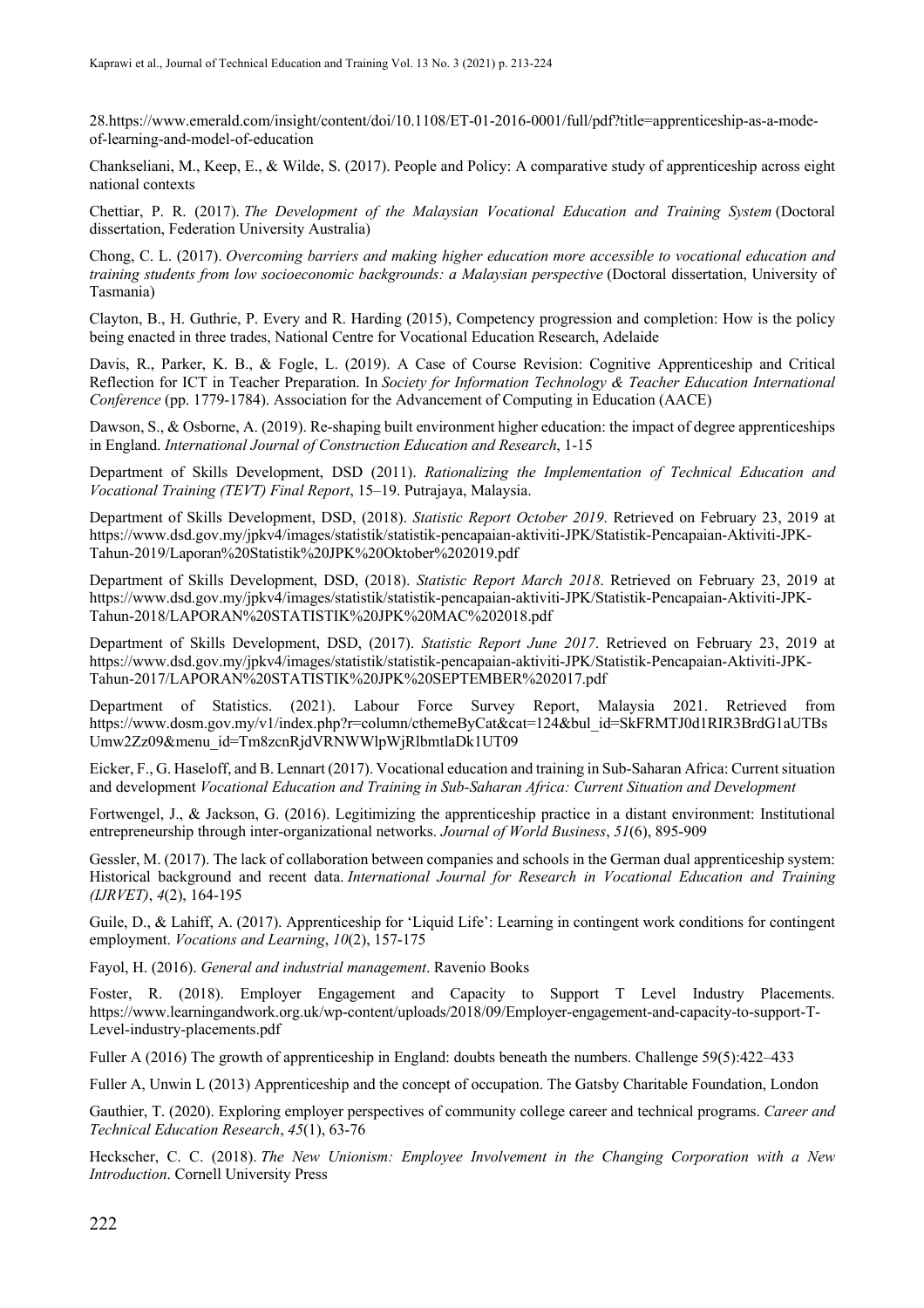28.https://www.emerald.com/insight/content/doi/10.1108/ET-01-2016-0001/full/pdf?title=apprenticeship-as-a-mode-of-learning-and-model-of-education

Chankseliani, M., Keep, E., & Wilde, S. (2017). People and Policy: A comparative study of apprenticeship across eight national contexts

Chettiar, P. R. (2017). *The Development of the Malaysian Vocational Education and Training System* (Doctoral dissertation, Federation University Australia)

Chong, C. L. (2017). *Overcoming barriers and making higher education more accessible to vocational education and training students from low socioeconomic backgrounds: a Malaysian perspective* (Doctoral dissertation, University of Tasmania)

Clayton, B., H. Guthrie, P. Every and R. Harding (2015), Competency progression and completion: How is the policy being enacted in three trades, National Centre for Vocational Education Research, Adelaide

Davis, R., Parker, K. B., & Fogle, L. (2019). A Case of Course Revision: Cognitive Apprenticeship and Critical Reflection for ICT in Teacher Preparation. In *Society for Information Technology & Teacher Education International Conference* (pp. 1779-1784). Association for the Advancement of Computing in Education (AACE)

Dawson, S., & Osborne, A. (2019). Re-shaping built environment higher education: the impact of degree apprenticeships in England. *International Journal of Construction Education and Research*, 1-15

Department of Skills Development, DSD (2011). *Rationalizing the Implementation of Technical Education and Vocational Training (TEVT) Final Report*, 15–19. Putrajaya, Malaysia.

Department of Skills Development, DSD, (2018). *Statistic Report October 2019*. Retrieved on February 23, 2019 at https://www.dsd.gov.my/jpkv4/images/statistik/statistik-pencapaian-aktiviti-JPK/Statistik-Pencapaian-Aktiviti-JPK-Tahun-2019/Laporan%20Statistik%20JPK%20Oktober%202019.pdf

Department of Skills Development, DSD, (2018). *Statistic Report March 2018*. Retrieved on February 23, 2019 at https://www.dsd.gov.my/jpkv4/images/statistik/statistik-pencapaian-aktiviti-JPK/Statistik-Pencapaian-Aktiviti-JPK-Tahun-2018/LAPORAN%20STATISTIK%20JPK%20MAC%202018.pdf

Department of Skills Development, DSD, (2017). *Statistic Report June 2017*. Retrieved on February 23, 2019 at https://www.dsd.gov.my/jpkv4/images/statistik/statistik-pencapaian-aktiviti-JPK/Statistik-Pencapaian-Aktiviti-JPK-Tahun-2017/LAPORAN%20STATISTIK%20JPK%20SEPTEMBER%202017.pdf

Department of Statistics. (2021). Labour Force Survey Report, Malaysia 2021. Retrieved from https://www.dosm.gov.my/v1/index.php?r=column/cthemeByCat&cat=124&bul_id=SkFRMTJ0d1RIR3BrdG1aUTBsUmw2Zz09&menu_id=Tm8zcnRjdVRNWWlpWjRlbmtlaDk1UT09

Eicker, F., G. Haseloff, and B. Lennart (2017). Vocational education and training in Sub-Saharan Africa: Current situation and development *Vocational Education and Training in Sub-Saharan Africa: Current Situation and Development*

Fortwengel, J., & Jackson, G. (2016). Legitimizing the apprenticeship practice in a distant environment: Institutional entrepreneurship through inter-organizational networks. *Journal of World Business*, *51*(6), 895-909

Gessler, M. (2017). The lack of collaboration between companies and schools in the German dual apprenticeship system: Historical background and recent data. *International Journal for Research in Vocational Education and Training (IJRVET)*, *4*(2), 164-195

Guile, D., & Lahiff, A. (2017). Apprenticeship for 'Liquid Life': Learning in contingent work conditions for contingent employment. *Vocations and Learning*, *10*(2), 157-175

Fayol, H. (2016). *General and industrial management*. Ravenio Books

Foster, R. (2018). Employer Engagement and Capacity to Support T Level Industry Placements. https://www.learningandwork.org.uk/wp-content/uploads/2018/09/Employer-engagement-and-capacity-to-support-T-Level-industry-placements.pdf

Fuller A (2016) The growth of apprenticeship in England: doubts beneath the numbers. Challenge 59(5):422–433

Fuller A, Unwin L (2013) Apprenticeship and the concept of occupation. The Gatsby Charitable Foundation, London

Gauthier, T. (2020). Exploring employer perspectives of community college career and technical programs. *Career and Technical Education Research*, *45*(1), 63-76

Heckscher, C. C. (2018). *The New Unionism: Employee Involvement in the Changing Corporation with a New Introduction*. Cornell University Press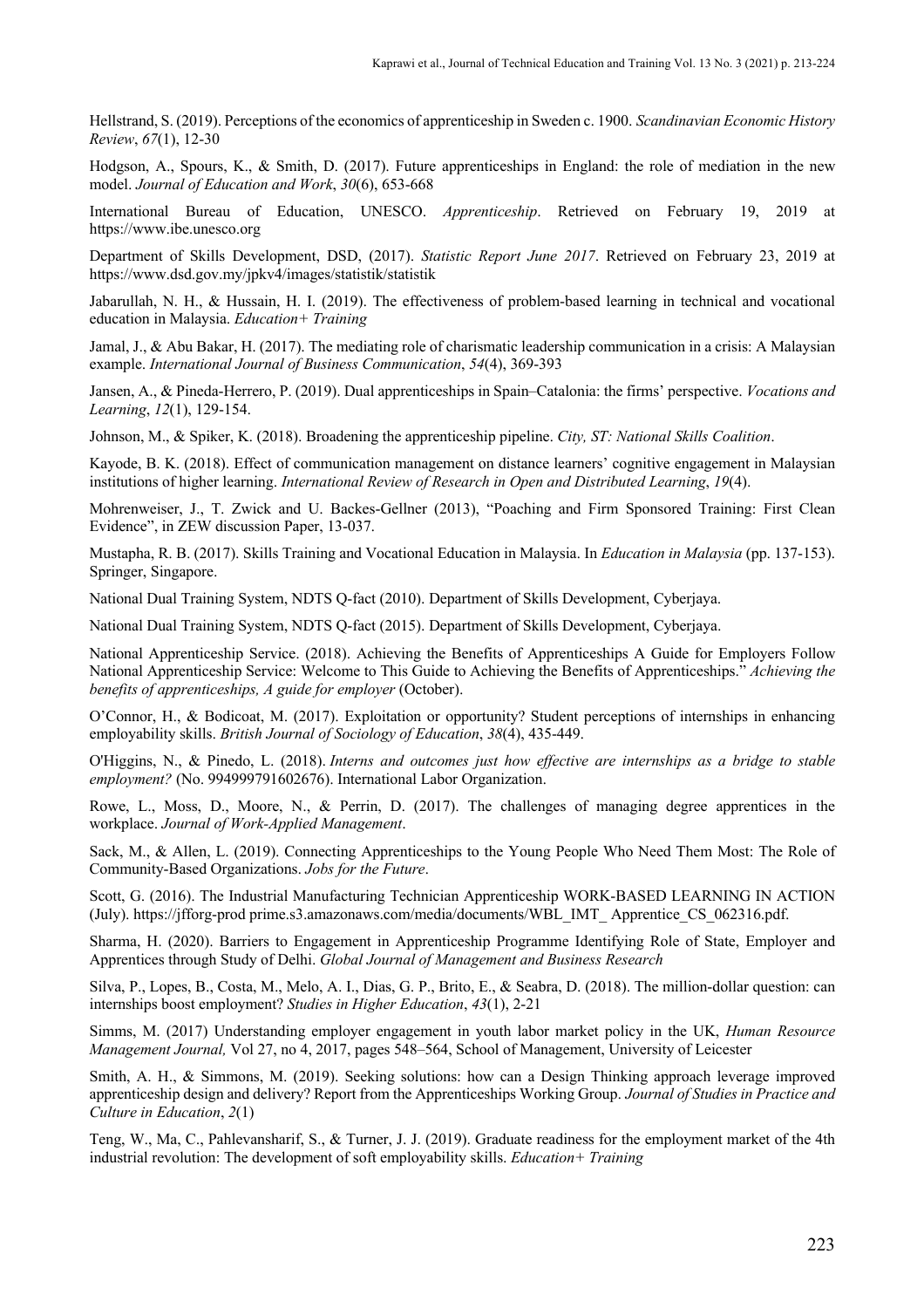Hellstrand, S. (2019). Perceptions of the economics of apprenticeship in Sweden c. 1900. *Scandinavian Economic History Review*, *67*(1), 12-30

Hodgson, A., Spours, K., & Smith, D. (2017). Future apprenticeships in England: the role of mediation in the new model. *Journal of Education and Work*, *30*(6), 653-668

International Bureau of Education, UNESCO. *Apprenticeship*. Retrieved on February 19, 2019 at https://www.ibe.unesco.org

Department of Skills Development, DSD, (2017). *Statistic Report June 2017*. Retrieved on February 23, 2019 at https://www.dsd.gov.my/jpkv4/images/statistik/statistik

Jabarullah, N. H., & Hussain, H. I. (2019). The effectiveness of problem-based learning in technical and vocational education in Malaysia. *Education+ Training*

Jamal, J., & Abu Bakar, H. (2017). The mediating role of charismatic leadership communication in a crisis: A Malaysian example. *International Journal of Business Communication*, *54*(4), 369-393

Jansen, A., & Pineda-Herrero, P. (2019). Dual apprenticeships in Spain–Catalonia: the firms' perspective. *Vocations and Learning*, *12*(1), 129-154.

Johnson, M., & Spiker, K. (2018). Broadening the apprenticeship pipeline. *City, ST: National Skills Coalition*.

Kayode, B. K. (2018). Effect of communication management on distance learners' cognitive engagement in Malaysian institutions of higher learning. *International Review of Research in Open and Distributed Learning*, *19*(4).

Mohrenweiser, J., T. Zwick and U. Backes-Gellner (2013), "Poaching and Firm Sponsored Training: First Clean Evidence", in ZEW discussion Paper, 13-037.

Mustapha, R. B. (2017). Skills Training and Vocational Education in Malaysia. In *Education in Malaysia* (pp. 137-153). Springer, Singapore.

National Dual Training System, NDTS Q-fact (2010). Department of Skills Development, Cyberjaya.

National Dual Training System, NDTS Q-fact (2015). Department of Skills Development, Cyberjaya.

National Apprenticeship Service. (2018). Achieving the Benefits of Apprenticeships A Guide for Employers Follow National Apprenticeship Service: Welcome to This Guide to Achieving the Benefits of Apprenticeships." *Achieving the benefits of apprenticeships, A guide for employer* (October).

O'Connor, H., & Bodicoat, M. (2017). Exploitation or opportunity? Student perceptions of internships in enhancing employability skills. *British Journal of Sociology of Education*, *38*(4), 435-449.

O'Higgins, N., & Pinedo, L. (2018). *Interns and outcomes just how effective are internships as a bridge to stable employment?* (No. 994999791602676). International Labor Organization.

Rowe, L., Moss, D., Moore, N., & Perrin, D. (2017). The challenges of managing degree apprentices in the workplace. *Journal of Work-Applied Management*.

Sack, M., & Allen, L. (2019). Connecting Apprenticeships to the Young People Who Need Them Most: The Role of Community-Based Organizations. *Jobs for the Future*.

Scott, G. (2016). The Industrial Manufacturing Technician Apprenticeship WORK-BASED LEARNING IN ACTION (July). https://jfforg-prod prime.s3.amazonaws.com/media/documents/WBL_IMT_ Apprentice_CS_062316.pdf.

Sharma, H. (2020). Barriers to Engagement in Apprenticeship Programme Identifying Role of State, Employer and Apprentices through Study of Delhi. *Global Journal of Management and Business Research*

Silva, P., Lopes, B., Costa, M., Melo, A. I., Dias, G. P., Brito, E., & Seabra, D. (2018). The million-dollar question: can internships boost employment? *Studies in Higher Education*, *43*(1), 2-21

Simms, M. (2017) Understanding employer engagement in youth labor market policy in the UK, *Human Resource Management Journal,* Vol 27, no 4, 2017, pages 548–564, School of Management, University of Leicester

Smith, A. H., & Simmons, M. (2019). Seeking solutions: how can a Design Thinking approach leverage improved apprenticeship design and delivery? Report from the Apprenticeships Working Group. *Journal of Studies in Practice and Culture in Education*, *2*(1)

Teng, W., Ma, C., Pahlevansharif, S., & Turner, J. J. (2019). Graduate readiness for the employment market of the 4th industrial revolution: The development of soft employability skills. *Education+ Training*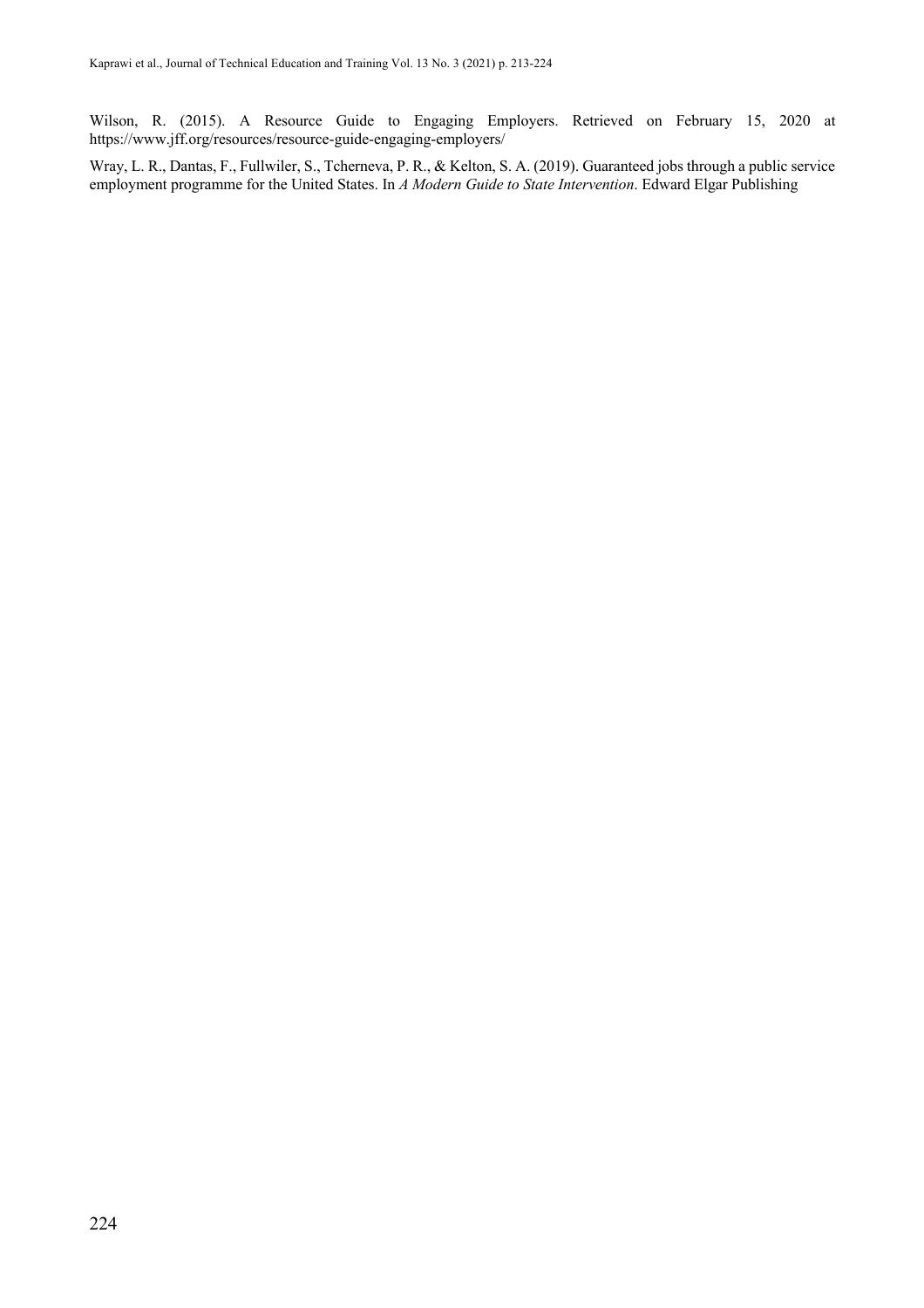Wilson, R. (2015). A Resource Guide to Engaging Employers. Retrieved on February 15, 2020 at https://www.jff.org/resources/resource-guide-engaging-employers/

Wray, L. R., Dantas, F., Fullwiler, S., Tcherneva, P. R., & Kelton, S. A. (2019). Guaranteed jobs through a public service employment programme for the United States. In *A Modern Guide to State Intervention*. Edward Elgar Publishing